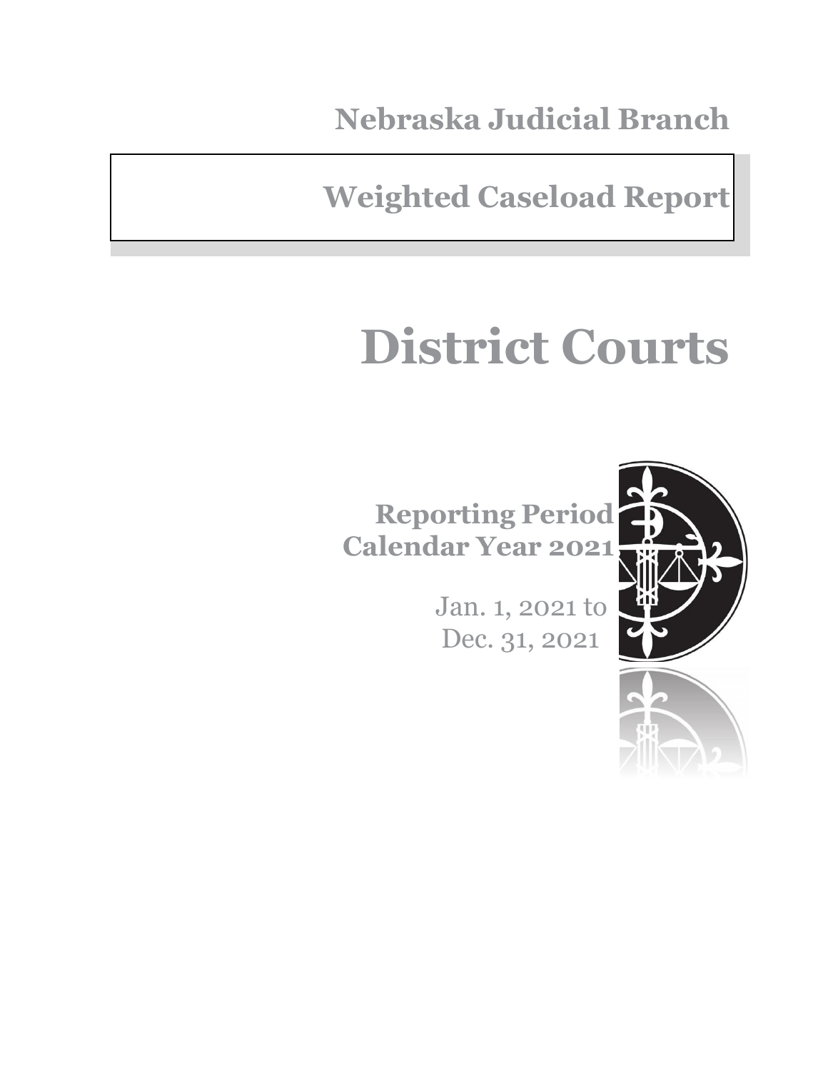# Nebraska Judicial Branch

## Weighted Caseload Report

# District Courts

**Reporting Period**
**Calendar Year 2021**

Jan. 1, 2021 to
Dec. 31, 2021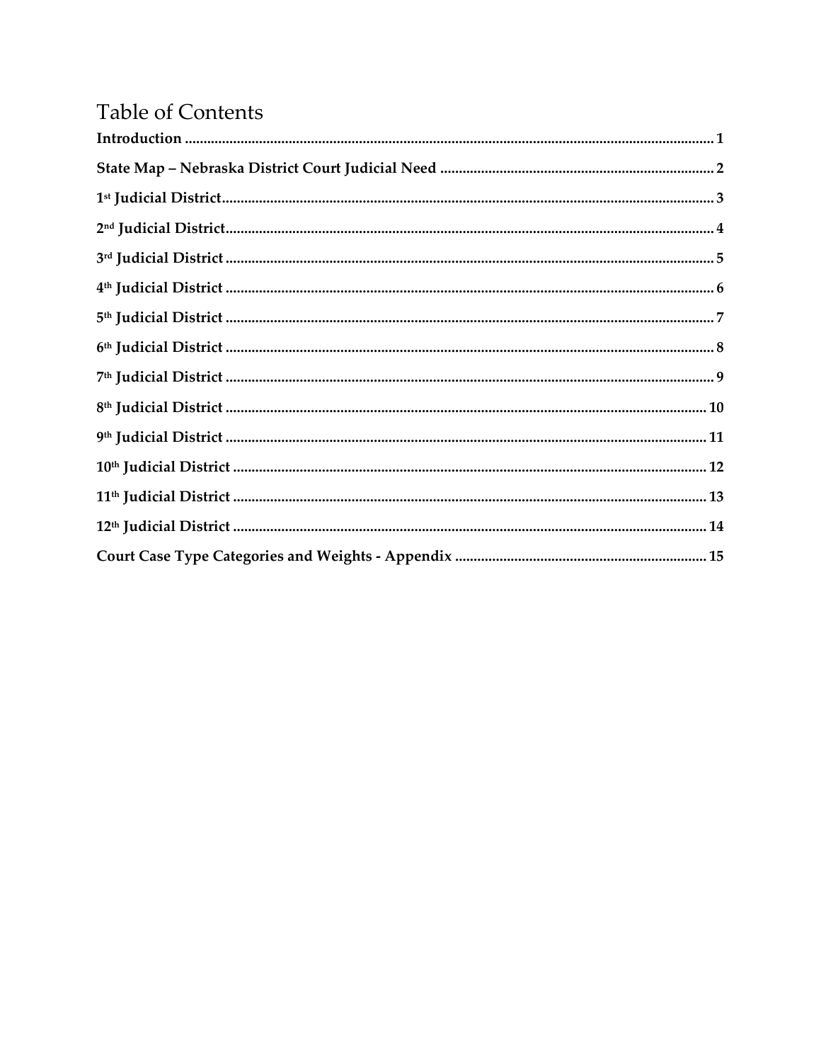# Table of Contents

**Introduction** ........ 1

**State Map – Nebraska District Court Judicial Need** ........ 2

**1st Judicial District** ........ 3

**2nd Judicial District** ........ 4

**3rd Judicial District** ........ 5

**4th Judicial District** ........ 6

**5th Judicial District** ........ 7

**6th Judicial District** ........ 8

**7th Judicial District** ........ 9

**8th Judicial District** ........ 10

**9th Judicial District** ........ 11

**10th Judicial District** ........ 12

**11th Judicial District** ........ 13

**12th Judicial District** ........ 14

**Court Case Type Categories and Weights - Appendix** ........ 15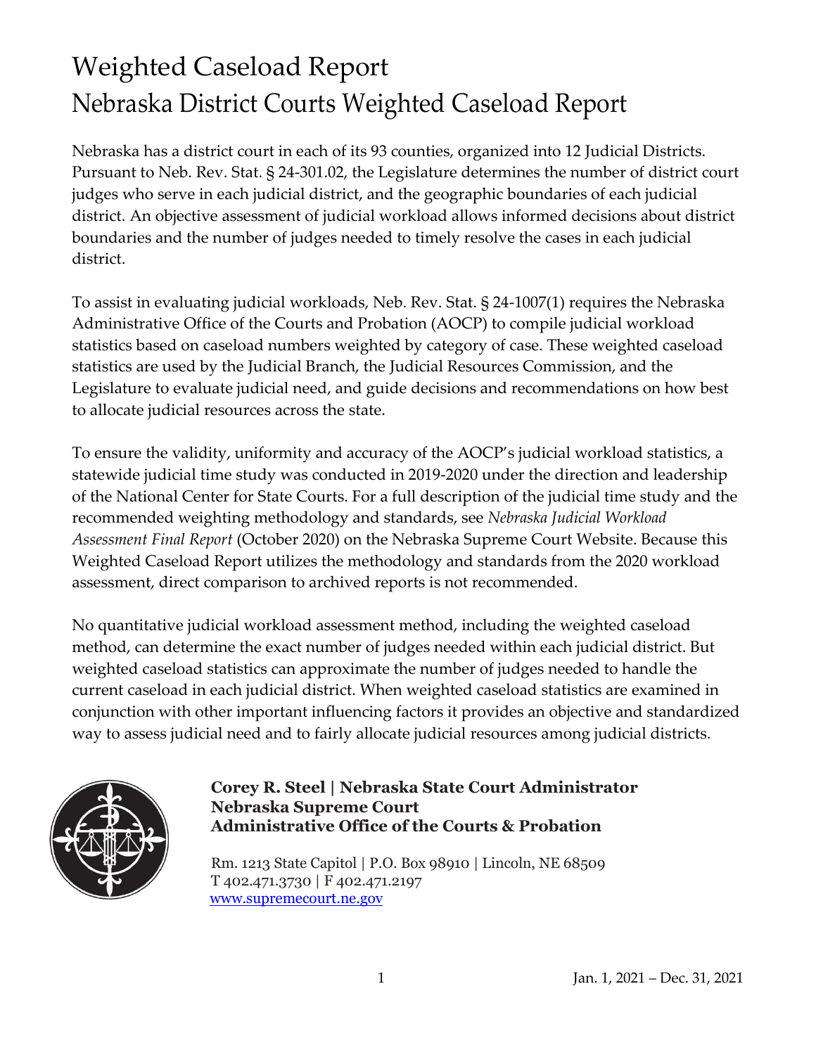# Weighted Caseload Report

## Nebraska District Courts Weighted Caseload Report

Nebraska has a district court in each of its 93 counties, organized into 12 Judicial Districts. Pursuant to Neb. Rev. Stat. § 24-301.02, the Legislature determines the number of district court judges who serve in each judicial district, and the geographic boundaries of each judicial district. An objective assessment of judicial workload allows informed decisions about district boundaries and the number of judges needed to timely resolve the cases in each judicial district.

To assist in evaluating judicial workloads, Neb. Rev. Stat. § 24-1007(1) requires the Nebraska Administrative Office of the Courts and Probation (AOCP) to compile judicial workload statistics based on caseload numbers weighted by category of case. These weighted caseload statistics are used by the Judicial Branch, the Judicial Resources Commission, and the Legislature to evaluate judicial need, and guide decisions and recommendations on how best to allocate judicial resources across the state.

To ensure the validity, uniformity and accuracy of the AOCP's judicial workload statistics, a statewide judicial time study was conducted in 2019-2020 under the direction and leadership of the National Center for State Courts. For a full description of the judicial time study and the recommended weighting methodology and standards, see *Nebraska Judicial Workload Assessment Final Report* (October 2020) on the Nebraska Supreme Court Website. Because this Weighted Caseload Report utilizes the methodology and standards from the 2020 workload assessment, direct comparison to archived reports is not recommended.

No quantitative judicial workload assessment method, including the weighted caseload method, can determine the exact number of judges needed within each judicial district. But weighted caseload statistics can approximate the number of judges needed to handle the current caseload in each judicial district. When weighted caseload statistics are examined in conjunction with other important influencing factors it provides an objective and standardized way to assess judicial need and to fairly allocate judicial resources among judicial districts.

**Corey R. Steel | Nebraska State Court Administrator**
**Nebraska Supreme Court**
**Administrative Office of the Courts & Probation**

Rm. 1213 State Capitol | P.O. Box 98910 | Lincoln, NE 68509
T 402.471.3730 | F 402.471.2197
www.supremecourt.ne.gov

Jan. 1, 2021 – Dec. 31, 2021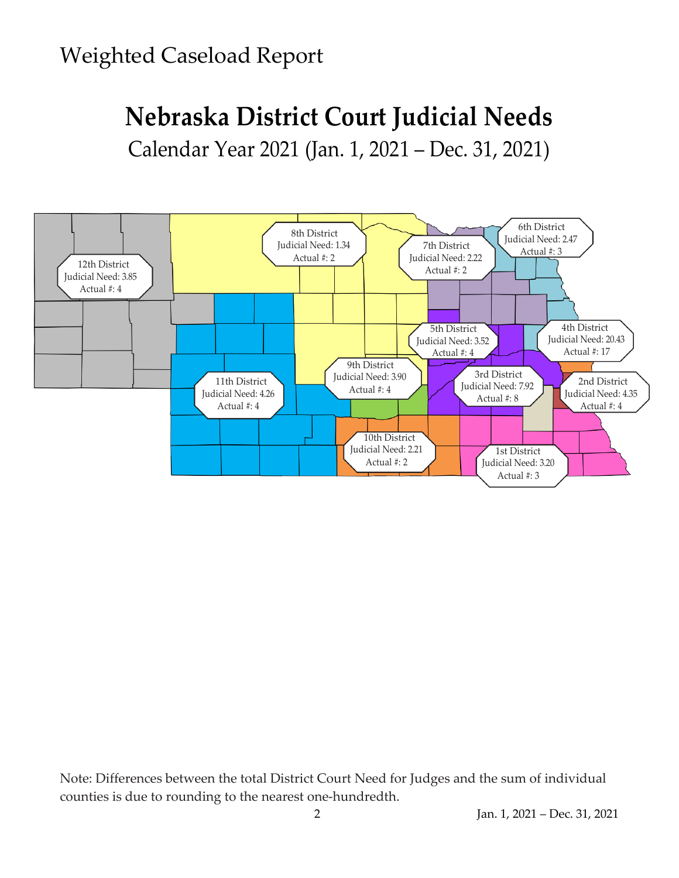# Weighted Caseload Report

## Nebraska District Court Judicial Needs

Calendar Year 2021 (Jan. 1, 2021 – Dec. 31, 2021)

12th District
Judicial Need: 3.85
Actual #: 4

8th District
Judicial Need: 1.34
Actual #: 2

7th District
Judicial Need: 2.22
Actual #: 2

6th District
Judicial Need: 2.47
Actual #: 3

5th District
Judicial Need: 3.52
Actual #: 4

4th District
Judicial Need: 20.43
Actual #: 17

11th District
Judicial Need: 4.26
Actual #: 4

9th District
Judicial Need: 3.90
Actual #: 4

3rd District
Judicial Need: 7.92
Actual #: 8

2nd District
Judicial Need: 4.35
Actual #: 4

10th District
Judicial Need: 2.21
Actual #: 2

1st District
Judicial Need: 3.20
Actual #: 3

Note: Differences between the total District Court Need for Judges and the sum of individual counties is due to rounding to the nearest one-hundredth.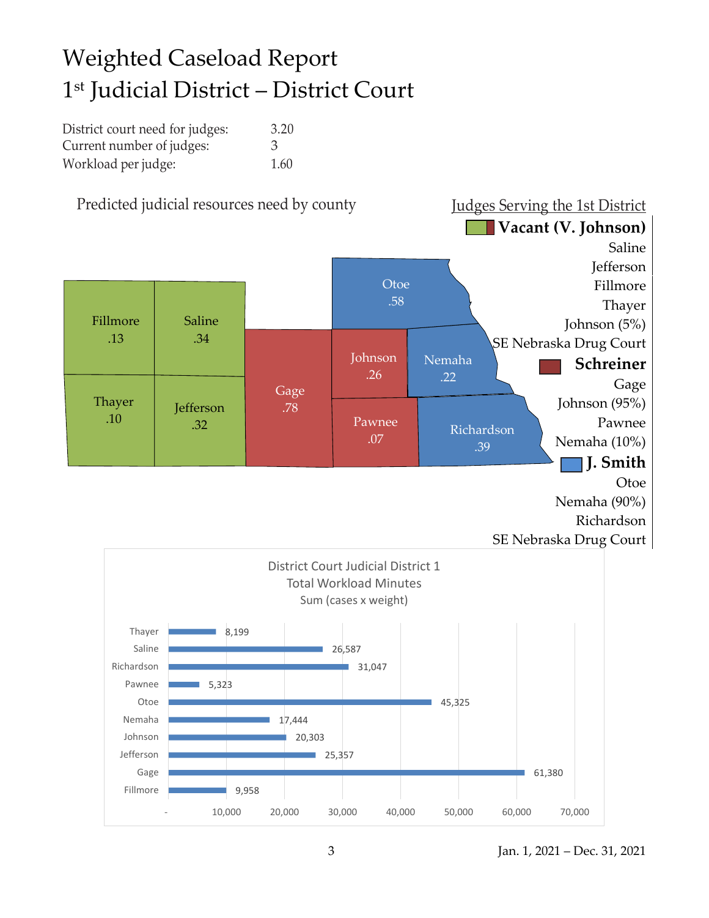# Weighted Caseload Report
# 1st Judicial District – District Court

| | |
|---|---|
| District court need for judges: | 3.20 |
| Current number of judges: | 3 |
| Workload per judge: | 1.60 |

Predicted judicial resources need by county

| County | Need |
|---|---|
| Fillmore | .13 |
| Saline | .34 |
| Thayer | .10 |
| Jefferson | .32 |
| Gage | .78 |
| Otoe | .58 |
| Johnson | .26 |
| Nemaha | .22 |
| Pawnee | .07 |
| Richardson | .39 |

Judges Serving the 1st District

**Vacant (V. Johnson)**
Saline
Jefferson
Fillmore
Thayer
Johnson (5%)
SE Nebraska Drug Court

**Schreiner**
Gage
Johnson (95%)
Pawnee
Nemaha (10%)

**J. Smith**
Otoe
Nemaha (90%)
Richardson
SE Nebraska Drug Court

District Court Judicial District 1
Total Workload Minutes
Sum (cases x weight)

| County | Workload Minutes |
|---|---|
| Thayer | 8,199 |
| Saline | 26,587 |
| Richardson | 31,047 |
| Pawnee | 5,323 |
| Otoe | 45,325 |
| Nemaha | 17,444 |
| Johnson | 20,303 |
| Jefferson | 25,357 |
| Gage | 61,380 |
| Fillmore | 9,958 |

Jan. 1, 2021 – Dec. 31, 2021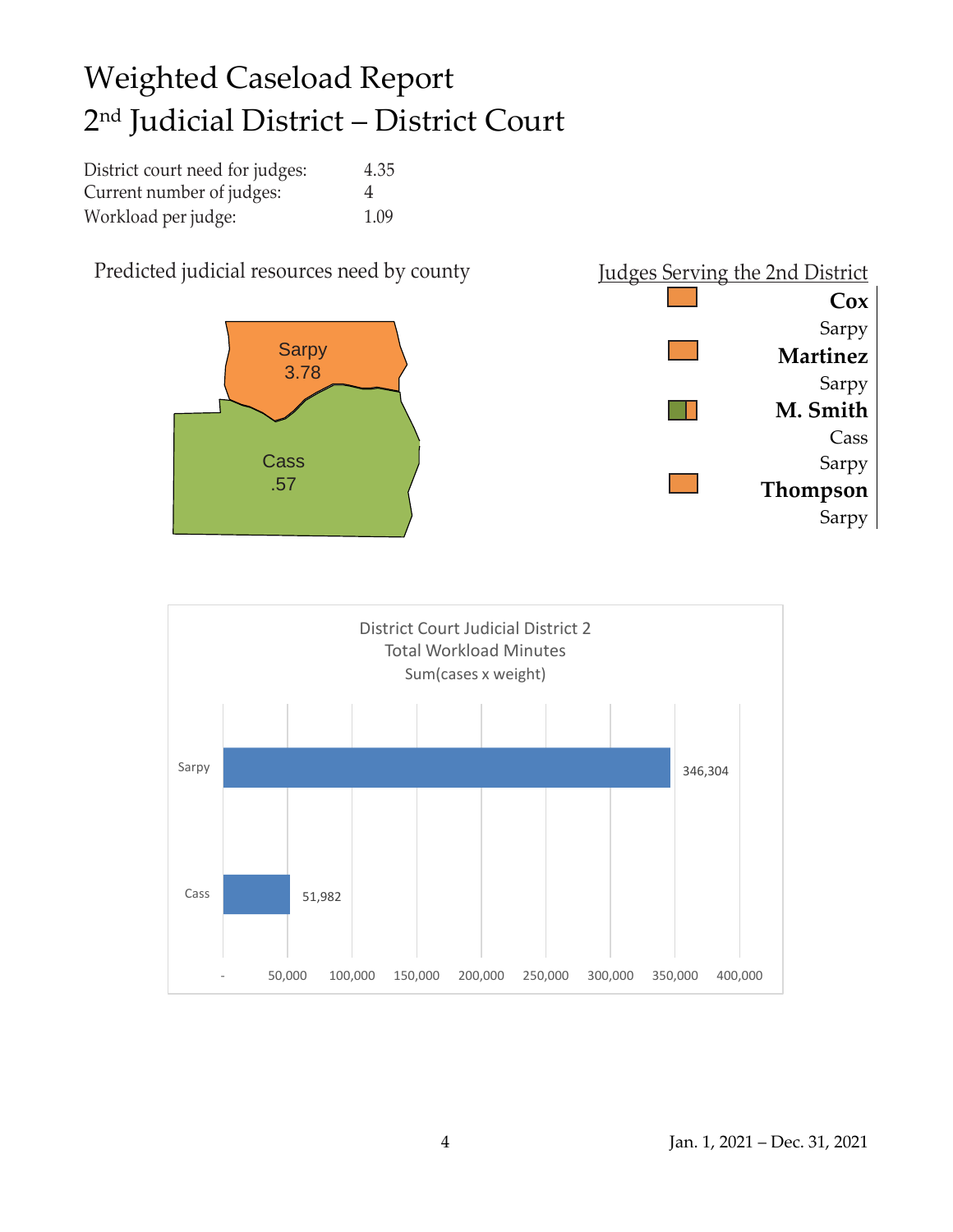# Weighted Caseload Report
# 2nd Judicial District – District Court

| | |
|---|---|
| District court need for judges: | 4.35 |
| Current number of judges: | 4 |
| Workload per judge: | 1.09 |

Predicted judicial resources need by county

Sarpy 3.78

Cass .57

Judges Serving the 2nd District

**Cox**
Sarpy

**Martinez**
Sarpy

**M. Smith**
Cass
Sarpy

**Thompson**
Sarpy

District Court Judicial District 2
Total Workload Minutes
Sum(cases x weight)

| County | Total Workload Minutes |
|---|---|
| Sarpy | 346,304 |
| Cass | 51,982 |

Jan. 1, 2021 – Dec. 31, 2021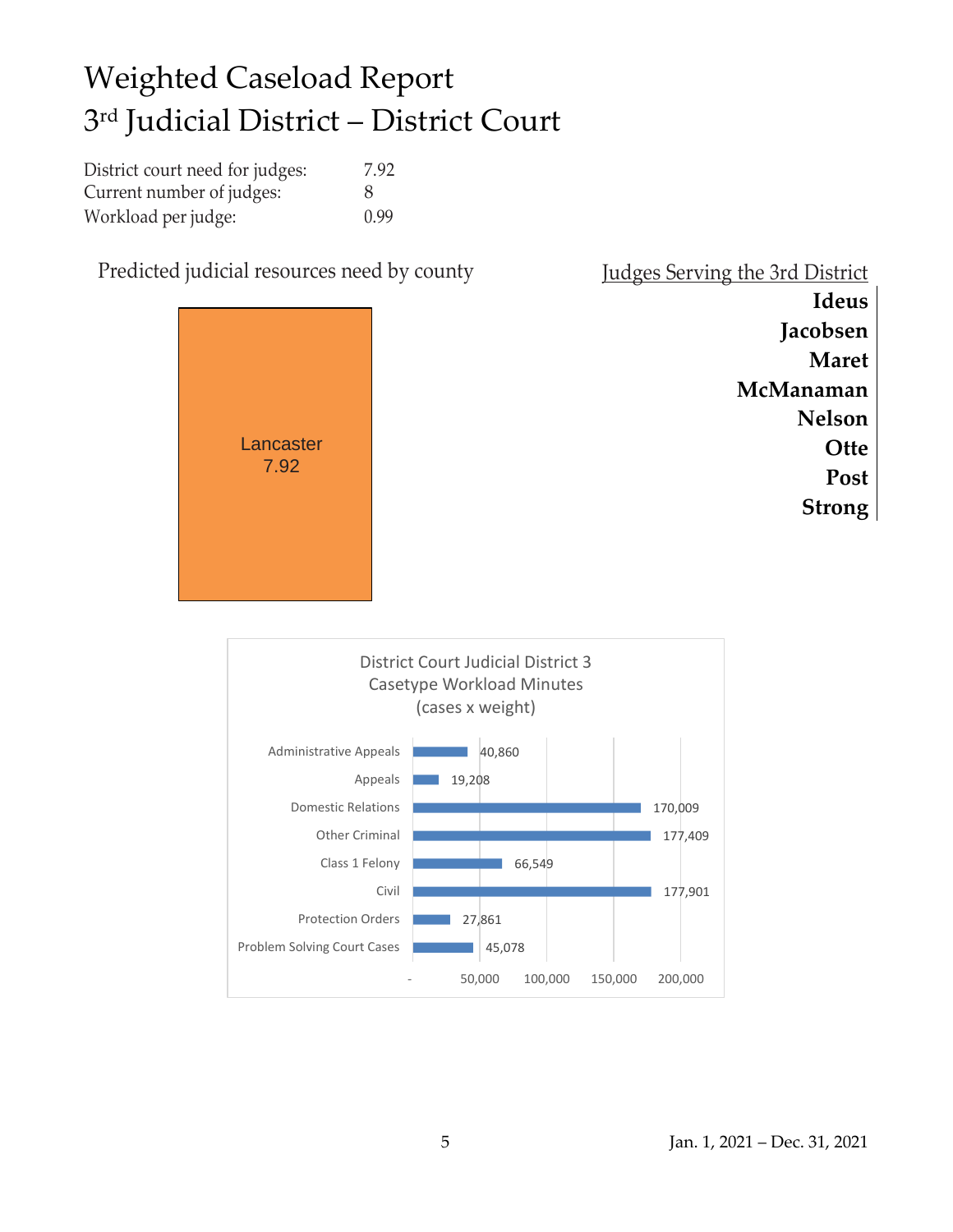# Weighted Caseload Report
# 3rd Judicial District – District Court

| | |
|---|---|
| District court need for judges: | 7.92 |
| Current number of judges: | 8 |
| Workload per judge: | 0.99 |

Predicted judicial resources need by county

Lancaster
7.92

Judges Serving the 3rd District

**Ideus**
**Jacobsen**
**Maret**
**McManaman**
**Nelson**
**Otte**
**Post**
**Strong**

District Court Judicial District 3
Casetype Workload Minutes
(cases x weight)

| Case Type | Workload Minutes |
|---|---|
| Administrative Appeals | 40,860 |
| Appeals | 19,208 |
| Domestic Relations | 170,009 |
| Other Criminal | 177,409 |
| Class 1 Felony | 66,549 |
| Civil | 177,901 |
| Protection Orders | 27,861 |
| Problem Solving Court Cases | 45,078 |

Jan. 1, 2021 – Dec. 31, 2021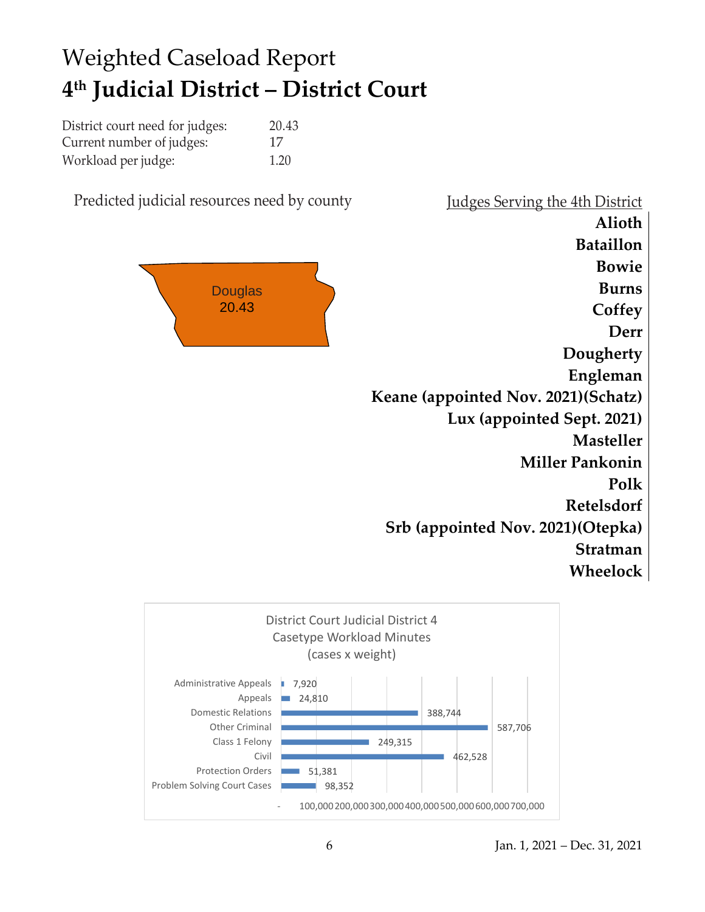# Weighted Caseload Report
# 4th Judicial District – District Court

| | |
|---|---|
| District court need for judges: | 20.43 |
| Current number of judges: | 17 |
| Workload per judge: | 1.20 |

Predicted judicial resources need by county

Douglas
20.43

Judges Serving the 4th District

**Alioth**
**Bataillon**
**Bowie**
**Burns**
**Coffey**
**Derr**
**Dougherty**
**Engleman**
**Keane (appointed Nov. 2021)(Schatz)**
**Lux (appointed Sept. 2021)**
**Masteller**
**Miller Pankonin**
**Polk**
**Retelsdorf**
**Srb (appointed Nov. 2021)(Otepka)**
**Stratman**
**Wheelock**

District Court Judicial District 4
Casetype Workload Minutes
(cases x weight)

| Case Type | Workload Minutes |
|---|---|
| Administrative Appeals | 7,920 |
| Appeals | 24,810 |
| Domestic Relations | 388,744 |
| Other Criminal | 587,706 |
| Class 1 Felony | 249,315 |
| Civil | 462,528 |
| Protection Orders | 51,381 |
| Problem Solving Court Cases | 98,352 |

Jan. 1, 2021 – Dec. 31, 2021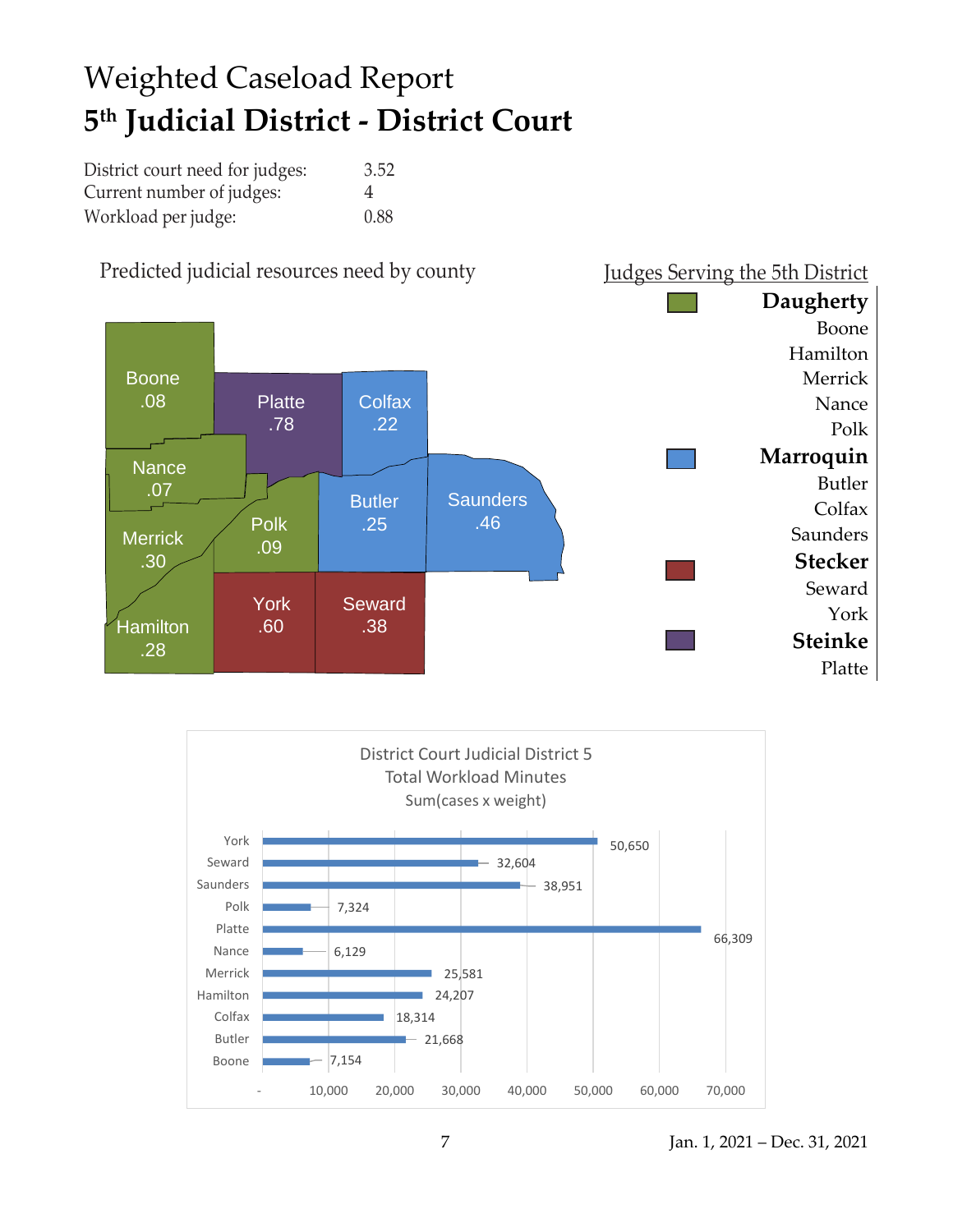# Weighted Caseload Report
## 5th Judicial District - District Court

| | |
|---|---|
| District court need for judges: | 3.52 |
| Current number of judges: | 4 |
| Workload per judge: | 0.88 |

Predicted judicial resources need by county

| County | Need |
|---|---|
| Boone | .08 |
| Platte | .78 |
| Colfax | .22 |
| Nance | .07 |
| Butler | .25 |
| Saunders | .46 |
| Polk | .09 |
| Merrick | .30 |
| York | .60 |
| Seward | .38 |
| Hamilton | .28 |

Judges Serving the 5th District

**Daugherty**
- Boone
- Hamilton
- Merrick
- Nance
- Polk

**Marroquin**
- Butler
- Colfax
- Saunders

**Stecker**
- Seward
- York

**Steinke**
- Platte

District Court Judicial District 5
Total Workload Minutes
Sum(cases x weight)

| County | Total Workload Minutes |
|---|---|
| York | 50,650 |
| Seward | 32,604 |
| Saunders | 38,951 |
| Polk | 7,324 |
| Platte | 66,309 |
| Nance | 6,129 |
| Merrick | 25,581 |
| Hamilton | 24,207 |
| Colfax | 18,314 |
| Butler | 21,668 |
| Boone | 7,154 |

Jan. 1, 2021 – Dec. 31, 2021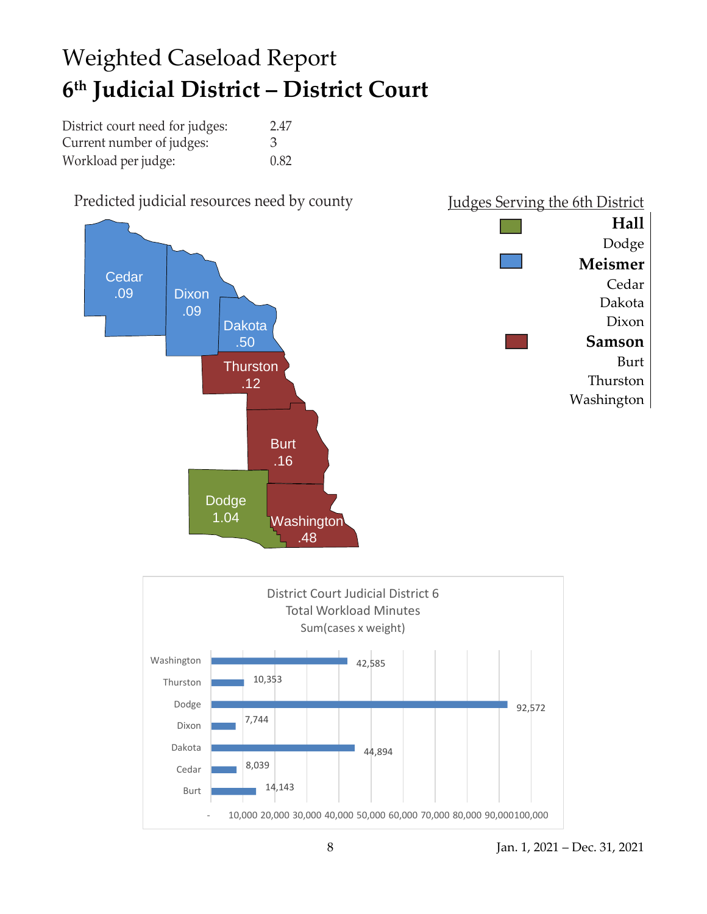# Weighted Caseload Report

## 6th Judicial District – District Court

| | |
|---|---|
| District court need for judges: | 2.47 |
| Current number of judges: | 3 |
| Workload per judge: | 0.82 |

Predicted judicial resources need by county

| County | Need |
|---|---|
| Cedar | .09 |
| Dixon | .09 |
| Dakota | .50 |
| Thurston | .12 |
| Burt | .16 |
| Dodge | 1.04 |
| Washington | .48 |

Judges Serving the 6th District

**Hall**
Dodge

**Meismer**
Cedar
Dakota
Dixon

**Samson**
Burt
Thurston
Washington

District Court Judicial District 6
Total Workload Minutes
Sum(cases x weight)

| County | Total Workload Minutes |
|---|---|
| Washington | 42,585 |
| Thurston | 10,353 |
| Dodge | 92,572 |
| Dixon | 7,744 |
| Dakota | 44,894 |
| Cedar | 8,039 |
| Burt | 14,143 |

Jan. 1, 2021 – Dec. 31, 2021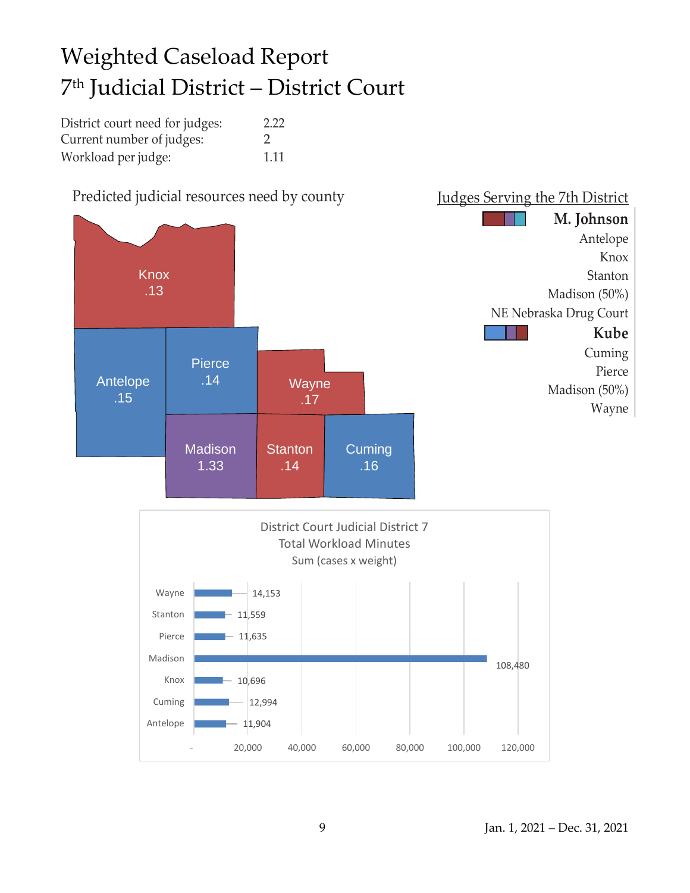# Weighted Caseload Report
# 7th Judicial District – District Court

| | |
|---|---|
| District court need for judges: | 2.22 |
| Current number of judges: | 2 |
| Workload per judge: | 1.11 |

Predicted judicial resources need by county

| County | Need |
|---|---|
| Knox | .13 |
| Antelope | .15 |
| Pierce | .14 |
| Wayne | .17 |
| Madison | 1.33 |
| Stanton | .14 |
| Cuming | .16 |

Judges Serving the 7th District

**M. Johnson**
- Antelope
- Knox
- Stanton
- Madison (50%)
- NE Nebraska Drug Court

**Kube**
- Cuming
- Pierce
- Madison (50%)
- Wayne

District Court Judicial District 7
Total Workload Minutes
Sum (cases x weight)

| County | Total Workload Minutes |
|---|---|
| Wayne | 14,153 |
| Stanton | 11,559 |
| Pierce | 11,635 |
| Madison | 108,480 |
| Knox | 10,696 |
| Cuming | 12,994 |
| Antelope | 11,904 |

Jan. 1, 2021 – Dec. 31, 2021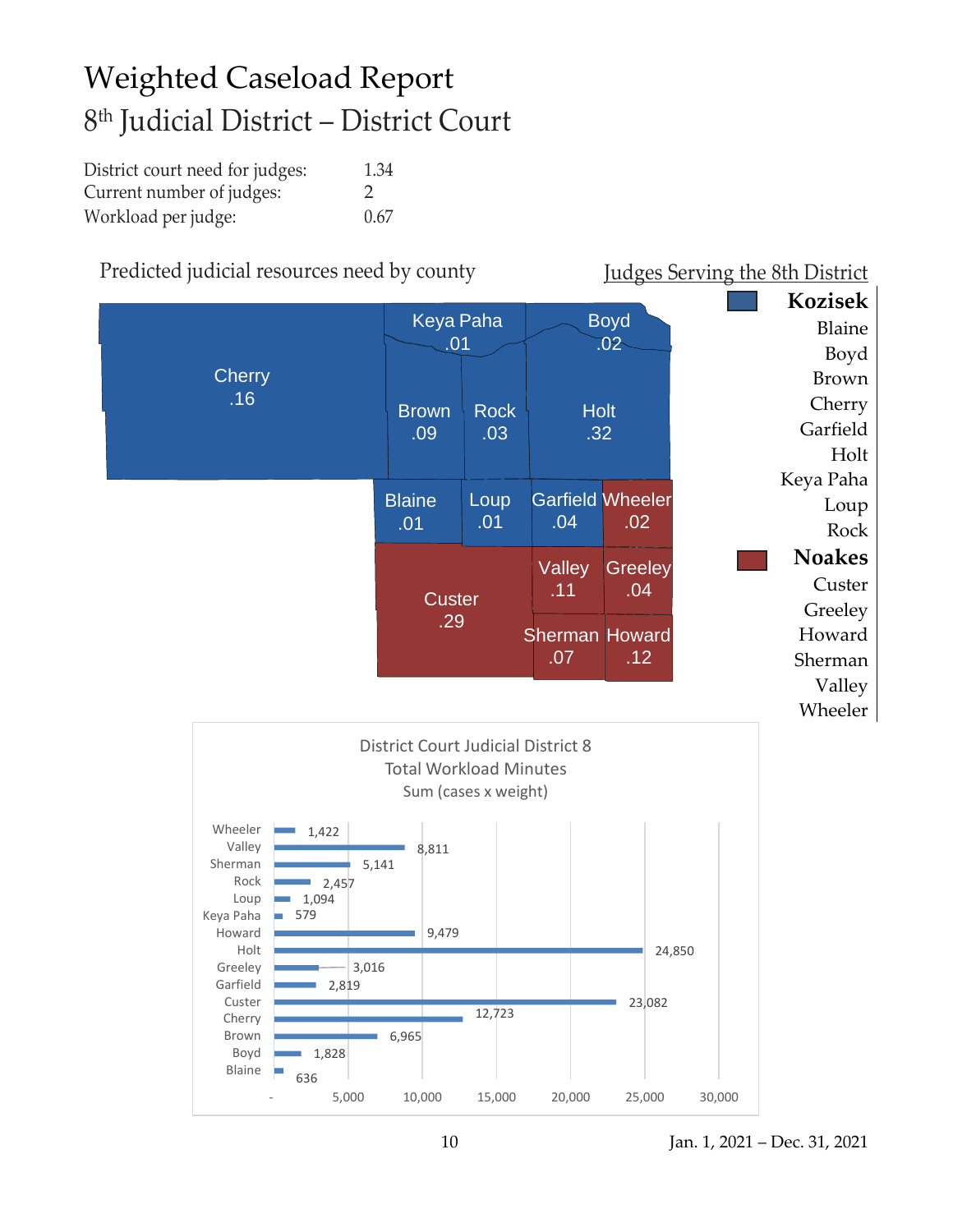# Weighted Caseload Report

## 8th Judicial District – District Court

| | |
|---|---|
| District court need for judges: | 1.34 |
| Current number of judges: | 2 |
| Workload per judge: | 0.67 |

Predicted judicial resources need by county

| County | Need |
|---|---|
| Cherry | .16 |
| Keya Paha | .01 |
| Boyd | .02 |
| Brown | .09 |
| Rock | .03 |
| Holt | .32 |
| Blaine | .01 |
| Loup | .01 |
| Garfield | .04 |
| Wheeler | .02 |
| Custer | .29 |
| Valley | .11 |
| Greeley | .04 |
| Sherman | .07 |
| Howard | .12 |

Judges Serving the 8th District

**Kozisek**
Blaine
Boyd
Brown
Cherry
Garfield
Holt
Keya Paha
Loup
Rock

**Noakes**
Custer
Greeley
Howard
Sherman
Valley
Wheeler

District Court Judicial District 8
Total Workload Minutes
Sum (cases x weight)

| County | Total Workload Minutes |
|---|---|
| Wheeler | 1,422 |
| Valley | 8,811 |
| Sherman | 5,141 |
| Rock | 2,457 |
| Loup | 1,094 |
| Keya Paha | 579 |
| Howard | 9,479 |
| Holt | 24,850 |
| Greeley | 3,016 |
| Garfield | 2,819 |
| Custer | 23,082 |
| Cherry | 12,723 |
| Brown | 6,965 |
| Boyd | 1,828 |
| Blaine | 636 |

Jan. 1, 2021 – Dec. 31, 2021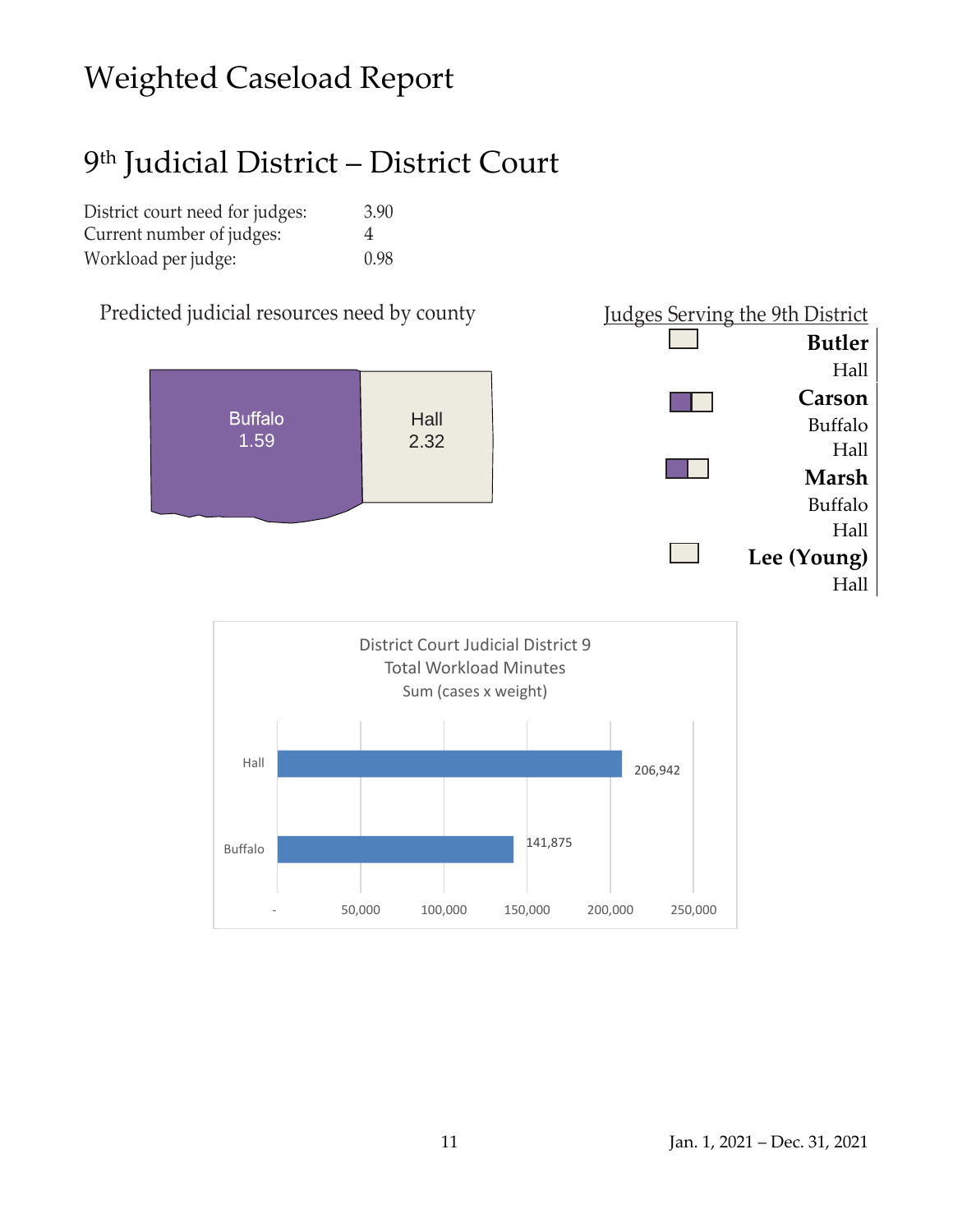# Weighted Caseload Report

## 9th Judicial District – District Court

| | |
|---|---|
| District court need for judges: | 3.90 |
| Current number of judges: | 4 |
| Workload per judge: | 0.98 |

Predicted judicial resources need by county

Buffalo 1.59

Hall 2.32

Judges Serving the 9th District

**Butler**
Hall

**Carson**
Buffalo
Hall

**Marsh**
Buffalo
Hall

**Lee (Young)**
Hall

District Court Judicial District 9
Total Workload Minutes
Sum (cases x weight)

| County | Total Workload Minutes |
|---|---|
| Hall | 206,942 |
| Buffalo | 141,875 |

Jan. 1, 2021 – Dec. 31, 2021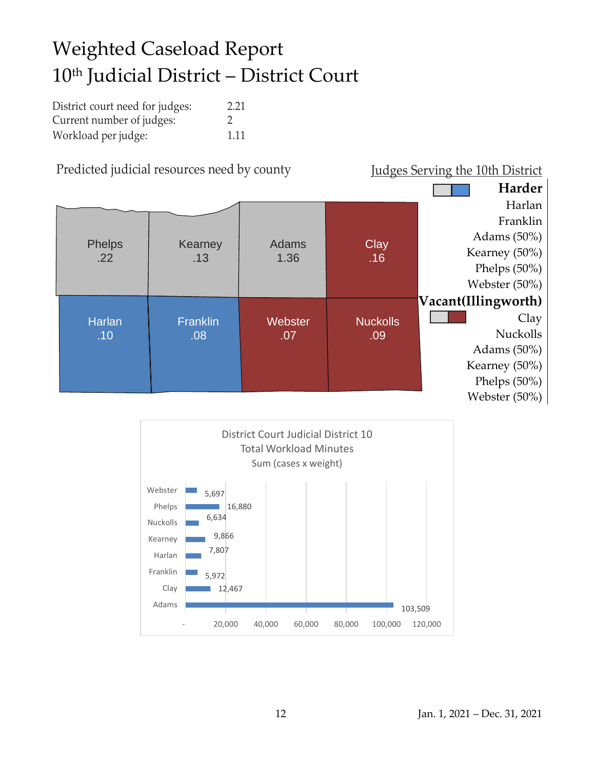# Weighted Caseload Report
# 10th Judicial District – District Court

| | |
|---|---|
| District court need for judges: | 2.21 |
| Current number of judges: | 2 |
| Workload per judge: | 1.11 |

Predicted judicial resources need by county

| County | Need |
|---|---|
| Phelps | .22 |
| Kearney | .13 |
| Adams | 1.36 |
| Clay | .16 |
| Harlan | .10 |
| Franklin | .08 |
| Webster | .07 |
| Nuckolls | .09 |

Judges Serving the 10th District

**Harder**
- Harlan
- Franklin
- Adams (50%)
- Kearney (50%)
- Phelps (50%)
- Webster (50%)

**Vacant(Illingworth)**
- Clay
- Nuckolls
- Adams (50%)
- Kearney (50%)
- Phelps (50%)
- Webster (50%)

District Court Judicial District 10
Total Workload Minutes
Sum (cases x weight)

| County | Workload Minutes |
|---|---|
| Webster | 5,697 |
| Phelps | 16,880 |
| Nuckolls | 6,634 |
| Kearney | 9,866 |
| Harlan | 7,807 |
| Franklin | 5,972 |
| Clay | 12,467 |
| Adams | 103,509 |

Jan. 1, 2021 – Dec. 31, 2021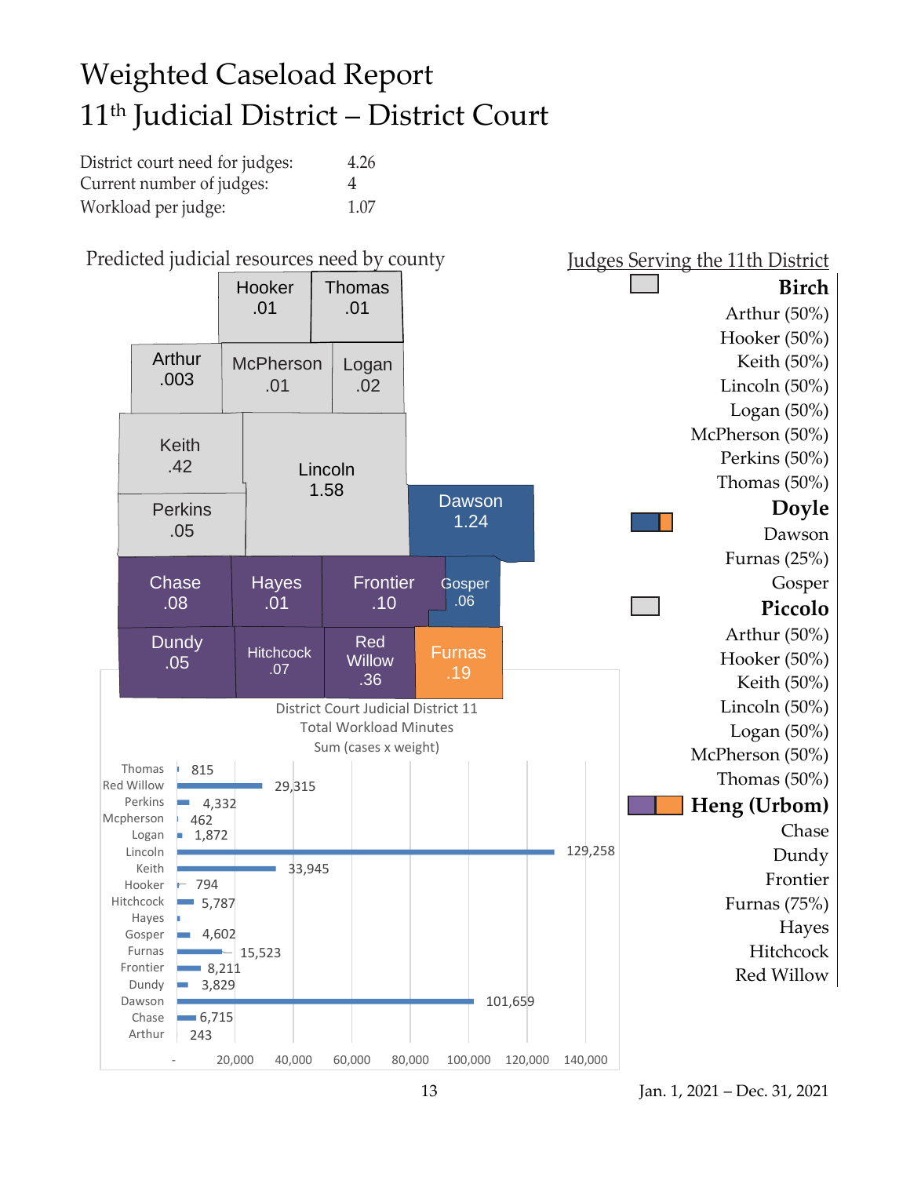# Weighted Caseload Report
# 11th Judicial District – District Court

| | |
|---|---|
| District court need for judges: | 4.26 |
| Current number of judges: | 4 |
| Workload per judge: | 1.07 |

## Predicted judicial resources need by county

| County | Need |
|---|---|
| Hooker | .01 |
| Thomas | .01 |
| Arthur | .003 |
| McPherson | .01 |
| Logan | .02 |
| Keith | .42 |
| Lincoln | 1.58 |
| Perkins | .05 |
| Dawson | 1.24 |
| Chase | .08 |
| Hayes | .01 |
| Frontier | .10 |
| Gosper | .06 |
| Dundy | .05 |
| Hitchcock | .07 |
| Red Willow | .36 |
| Furnas | .19 |

## Judges Serving the 11th District

**Birch**
- Arthur (50%)
- Hooker (50%)
- Keith (50%)
- Lincoln (50%)
- Logan (50%)
- McPherson (50%)
- Perkins (50%)
- Thomas (50%)

**Doyle**
- Dawson
- Furnas (25%)
- Gosper

**Piccolo**
- Arthur (50%)
- Hooker (50%)
- Keith (50%)
- Lincoln (50%)
- Logan (50%)
- McPherson (50%)
- Thomas (50%)

**Heng (Urbom)**
- Chase
- Dundy
- Frontier
- Furnas (75%)
- Hayes
- Hitchcock
- Red Willow

## District Court Judicial District 11 Total Workload Minutes Sum (cases x weight)

| County | Workload Minutes |
|---|---|
| Thomas | 815 |
| Red Willow | 29,315 |
| Perkins | 4,332 |
| Mcpherson | 462 |
| Logan | 1,872 |
| Lincoln | 129,258 |
| Keith | 33,945 |
| Hooker | 794 |
| Hitchcock | 5,787 |
| Hayes | |
| Gosper | 4,602 |
| Furnas | 15,523 |
| Frontier | 8,211 |
| Dundy | 3,829 |
| Dawson | 101,659 |
| Chase | 6,715 |
| Arthur | 243 |

Jan. 1, 2021 – Dec. 31, 2021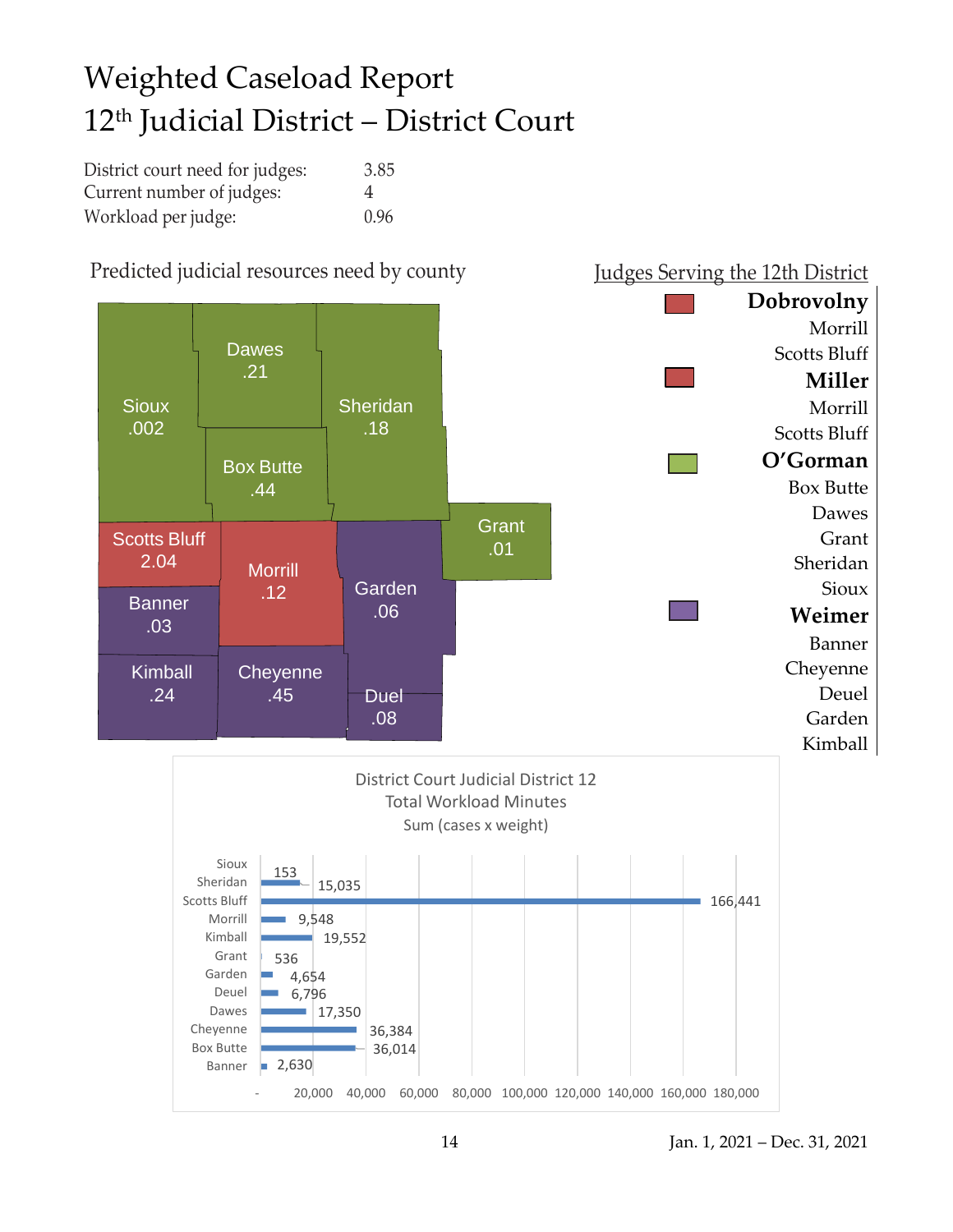# Weighted Caseload Report
# 12th Judicial District – District Court

| | |
|---|---|
| District court need for judges: | 3.85 |
| Current number of judges: | 4 |
| Workload per judge: | 0.96 |

Predicted judicial resources need by county

| County | Need |
|---|---|
| Sioux | .002 |
| Dawes | .21 |
| Sheridan | .18 |
| Box Butte | .44 |
| Grant | .01 |
| Scotts Bluff | 2.04 |
| Morrill | .12 |
| Garden | .06 |
| Banner | .03 |
| Kimball | .24 |
| Cheyenne | .45 |
| Duel | .08 |

Judges Serving the 12th District

**Dobrovolny**
Morrill
Scotts Bluff

**Miller**
Morrill
Scotts Bluff

**O'Gorman**
Box Butte
Dawes
Grant
Sheridan
Sioux

**Weimer**
Banner
Cheyenne
Deuel
Garden
Kimball

District Court Judicial District 12
Total Workload Minutes
Sum (cases x weight)

| County | Total Workload Minutes |
|---|---|
| Sioux | 153 |
| Sheridan | 15,035 |
| Scotts Bluff | 166,441 |
| Morrill | 9,548 |
| Kimball | 19,552 |
| Grant | 536 |
| Garden | 4,654 |
| Deuel | 6,796 |
| Dawes | 17,350 |
| Cheyenne | 36,384 |
| Box Butte | 36,014 |
| Banner | 2,630 |

Jan. 1, 2021 – Dec. 31, 2021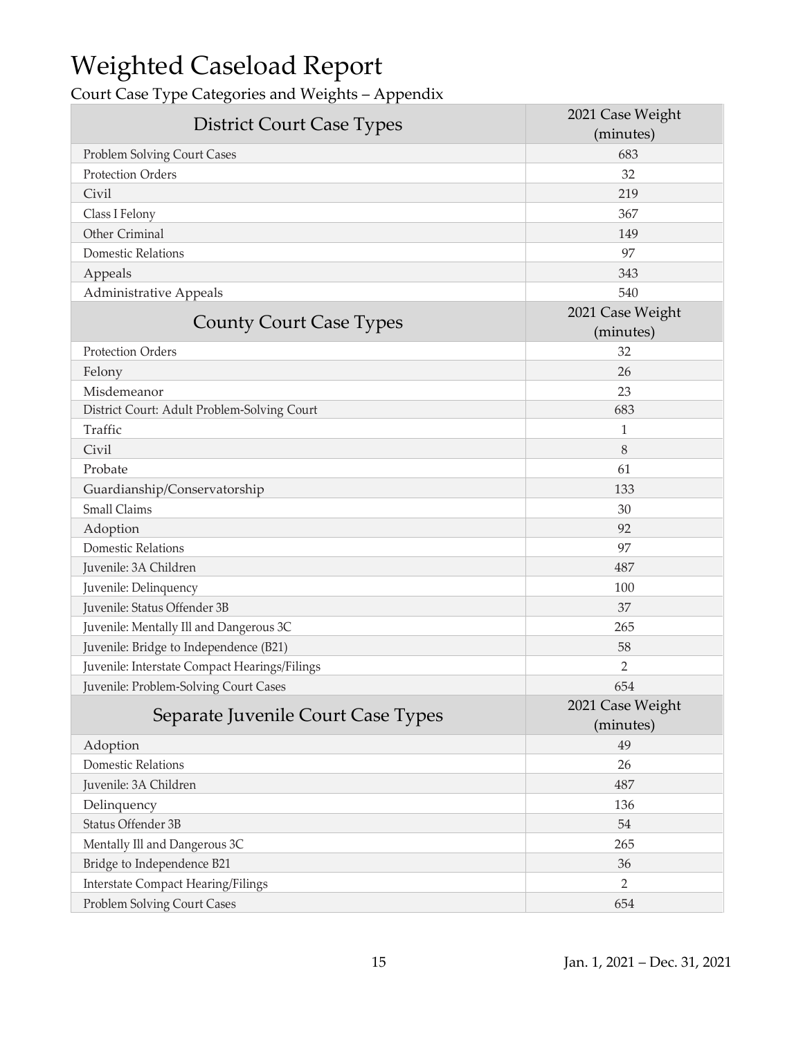# Weighted Caseload Report

## Court Case Type Categories and Weights – Appendix

| District Court Case Types | 2021 Case Weight (minutes) |
|---|---|
| Problem Solving Court Cases | 683 |
| Protection Orders | 32 |
| Civil | 219 |
| Class I Felony | 367 |
| Other Criminal | 149 |
| Domestic Relations | 97 |
| Appeals | 343 |
| Administrative Appeals | 540 |
| **County Court Case Types** | **2021 Case Weight (minutes)** |
| Protection Orders | 32 |
| Felony | 26 |
| Misdemeanor | 23 |
| District Court: Adult Problem-Solving Court | 683 |
| Traffic | 1 |
| Civil | 8 |
| Probate | 61 |
| Guardianship/Conservatorship | 133 |
| Small Claims | 30 |
| Adoption | 92 |
| Domestic Relations | 97 |
| Juvenile: 3A Children | 487 |
| Juvenile: Delinquency | 100 |
| Juvenile: Status Offender 3B | 37 |
| Juvenile: Mentally Ill and Dangerous 3C | 265 |
| Juvenile: Bridge to Independence (B21) | 58 |
| Juvenile: Interstate Compact Hearings/Filings | 2 |
| Juvenile: Problem-Solving Court Cases | 654 |
| **Separate Juvenile Court Case Types** | **2021 Case Weight (minutes)** |
| Adoption | 49 |
| Domestic Relations | 26 |
| Juvenile: 3A Children | 487 |
| Delinquency | 136 |
| Status Offender 3B | 54 |
| Mentally Ill and Dangerous 3C | 265 |
| Bridge to Independence B21 | 36 |
| Interstate Compact Hearing/Filings | 2 |
| Problem Solving Court Cases | 654 |